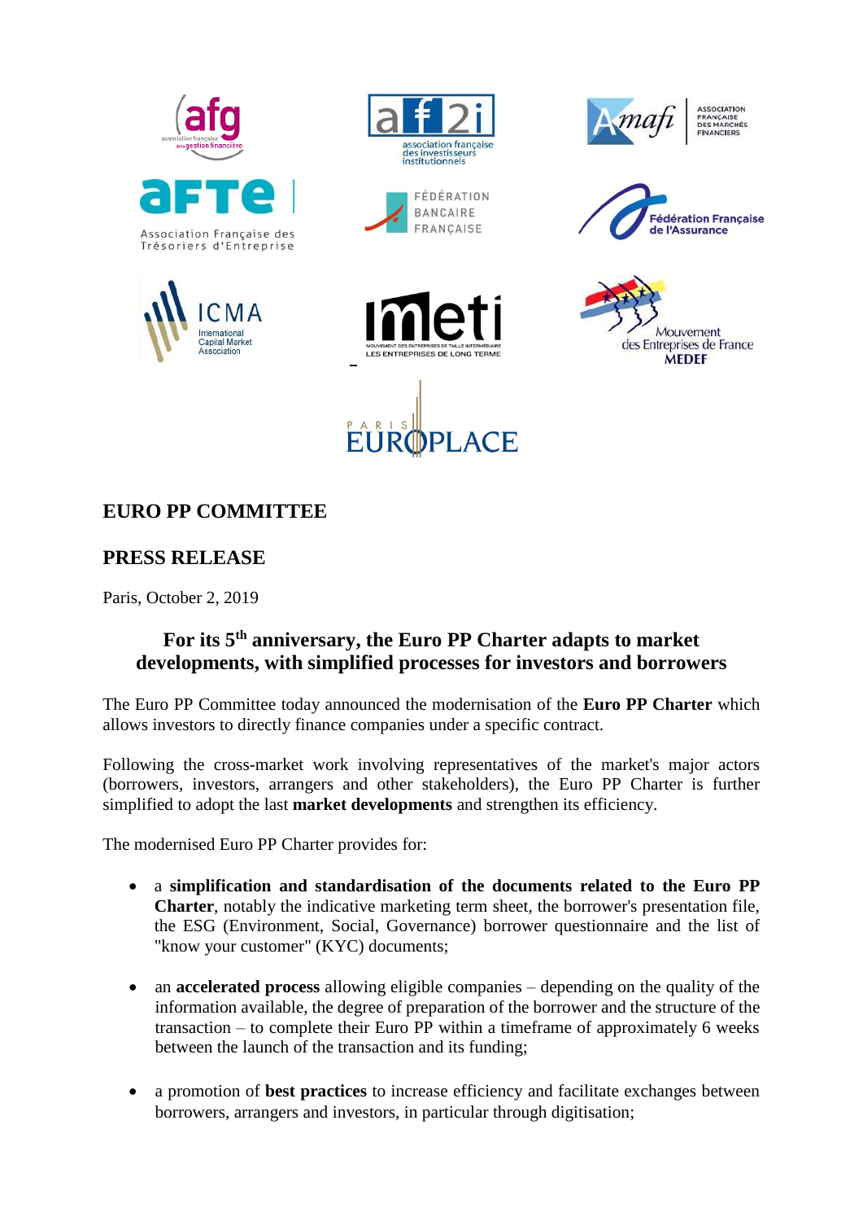## EURO PP COMMITTEE

## PRESS RELEASE

Paris, October 2, 2019

### For its 5th anniversary, the Euro PP Charter adapts to market developments, with simplified processes for investors and borrowers

The Euro PP Committee today announced the modernisation of the **Euro PP Charter** which allows investors to directly finance companies under a specific contract.

Following the cross-market work involving representatives of the market's major actors (borrowers, investors, arrangers and other stakeholders), the Euro PP Charter is further simplified to adopt the last **market developments** and strengthen its efficiency.

The modernised Euro PP Charter provides for:

- a **simplification and standardisation of the documents related to the Euro PP Charter**, notably the indicative marketing term sheet, the borrower's presentation file, the ESG (Environment, Social, Governance) borrower questionnaire and the list of "know your customer" (KYC) documents;
- an **accelerated process** allowing eligible companies – depending on the quality of the information available, the degree of preparation of the borrower and the structure of the transaction – to complete their Euro PP within a timeframe of approximately 6 weeks between the launch of the transaction and its funding;
- a promotion of **best practices** to increase efficiency and facilitate exchanges between borrowers, arrangers and investors, in particular through digitisation;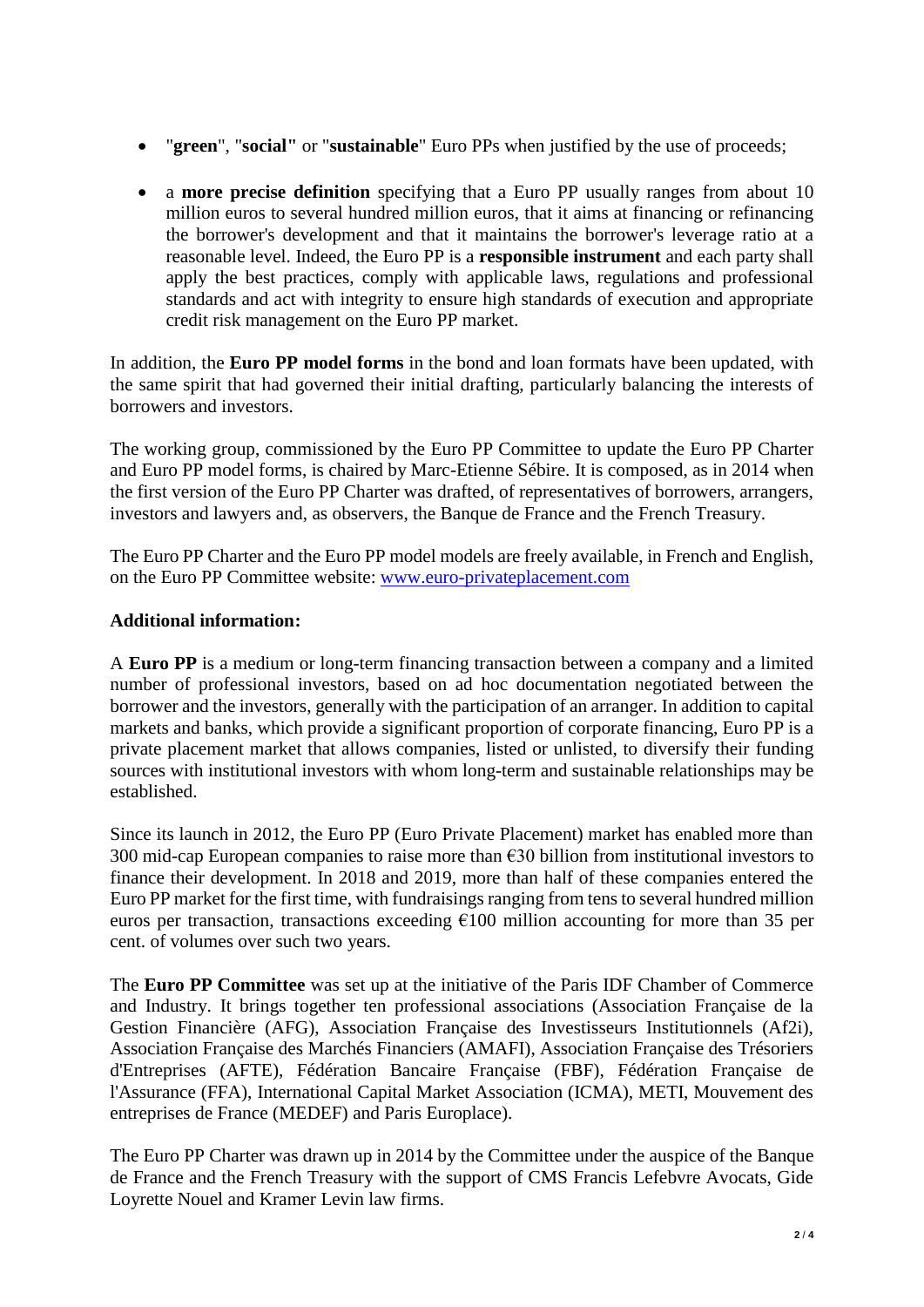- "**green**", "**social"** or "**sustainable**" Euro PPs when justified by the use of proceeds;

- a **more precise definition** specifying that a Euro PP usually ranges from about 10 million euros to several hundred million euros, that it aims at financing or refinancing the borrower's development and that it maintains the borrower's leverage ratio at a reasonable level. Indeed, the Euro PP is a **responsible instrument** and each party shall apply the best practices, comply with applicable laws, regulations and professional standards and act with integrity to ensure high standards of execution and appropriate credit risk management on the Euro PP market.

In addition, the **Euro PP model forms** in the bond and loan formats have been updated, with the same spirit that had governed their initial drafting, particularly balancing the interests of borrowers and investors.

The working group, commissioned by the Euro PP Committee to update the Euro PP Charter and Euro PP model forms, is chaired by Marc-Etienne Sébire. It is composed, as in 2014 when the first version of the Euro PP Charter was drafted, of representatives of borrowers, arrangers, investors and lawyers and, as observers, the Banque de France and the French Treasury.

The Euro PP Charter and the Euro PP model models are freely available, in French and English, on the Euro PP Committee website: [www.euro-privateplacement.com](www.euro-privateplacement.com)

**Additional information:**

A **Euro PP** is a medium or long-term financing transaction between a company and a limited number of professional investors, based on ad hoc documentation negotiated between the borrower and the investors, generally with the participation of an arranger. In addition to capital markets and banks, which provide a significant proportion of corporate financing, Euro PP is a private placement market that allows companies, listed or unlisted, to diversify their funding sources with institutional investors with whom long-term and sustainable relationships may be established.

Since its launch in 2012, the Euro PP (Euro Private Placement) market has enabled more than 300 mid-cap European companies to raise more than €30 billion from institutional investors to finance their development. In 2018 and 2019, more than half of these companies entered the Euro PP market for the first time, with fundraisings ranging from tens to several hundred million euros per transaction, transactions exceeding €100 million accounting for more than 35 per cent. of volumes over such two years.

The **Euro PP Committee** was set up at the initiative of the Paris IDF Chamber of Commerce and Industry. It brings together ten professional associations (Association Française de la Gestion Financière (AFG), Association Française des Investisseurs Institutionnels (Af2i), Association Française des Marchés Financiers (AMAFI), Association Française des Trésoriers d'Entreprises (AFTE), Fédération Bancaire Française (FBF), Fédération Française de l'Assurance (FFA), International Capital Market Association (ICMA), METI, Mouvement des entreprises de France (MEDEF) and Paris Europlace).

The Euro PP Charter was drawn up in 2014 by the Committee under the auspice of the Banque de France and the French Treasury with the support of CMS Francis Lefebvre Avocats, Gide Loyrette Nouel and Kramer Levin law firms.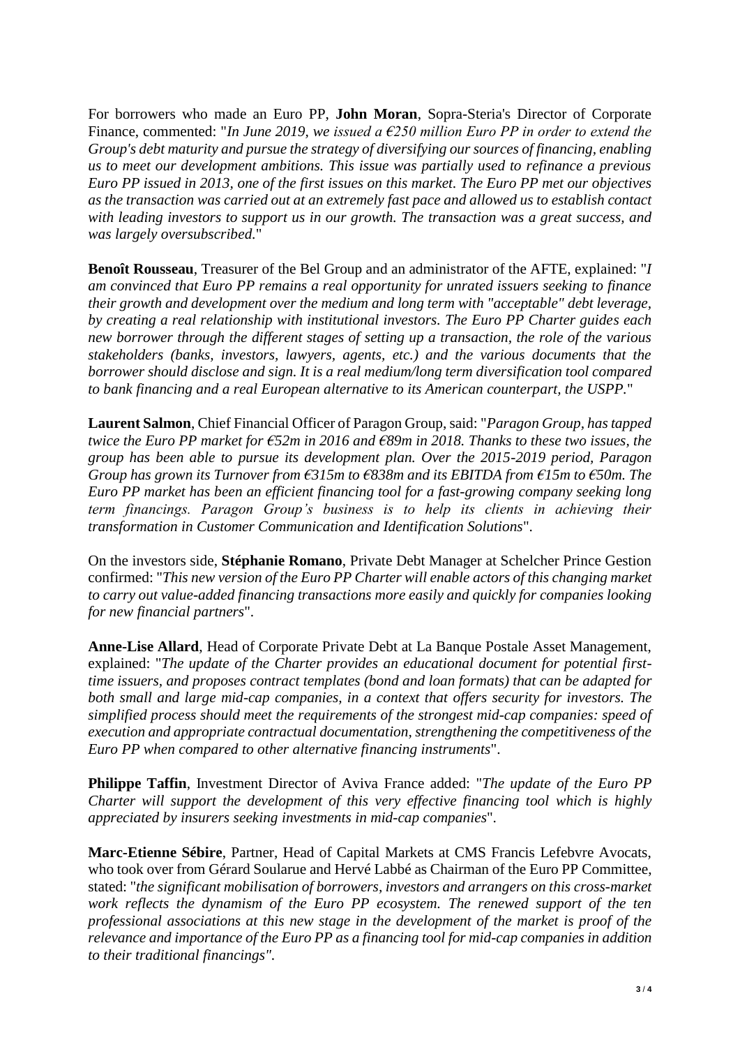For borrowers who made an Euro PP, **John Moran**, Sopra-Steria's Director of Corporate Finance, commented: "*In June 2019, we issued a €250 million Euro PP in order to extend the Group's debt maturity and pursue the strategy of diversifying our sources of financing, enabling us to meet our development ambitions. This issue was partially used to refinance a previous Euro PP issued in 2013, one of the first issues on this market. The Euro PP met our objectives as the transaction was carried out at an extremely fast pace and allowed us to establish contact with leading investors to support us in our growth. The transaction was a great success, and was largely oversubscribed.*"

**Benoît Rousseau**, Treasurer of the Bel Group and an administrator of the AFTE, explained: "*I am convinced that Euro PP remains a real opportunity for unrated issuers seeking to finance their growth and development over the medium and long term with "acceptable" debt leverage, by creating a real relationship with institutional investors. The Euro PP Charter guides each new borrower through the different stages of setting up a transaction, the role of the various stakeholders (banks, investors, lawyers, agents, etc.) and the various documents that the borrower should disclose and sign. It is a real medium/long term diversification tool compared to bank financing and a real European alternative to its American counterpart, the USPP.*"

**Laurent Salmon**, Chief Financial Officer of Paragon Group, said: "*Paragon Group, has tapped twice the Euro PP market for €52m in 2016 and €89m in 2018. Thanks to these two issues, the group has been able to pursue its development plan. Over the 2015-2019 period, Paragon Group has grown its Turnover from €315m to €838m and its EBITDA from €15m to €50m. The Euro PP market has been an efficient financing tool for a fast-growing company seeking long term financings. Paragon Group's business is to help its clients in achieving their transformation in Customer Communication and Identification Solutions*".

On the investors side, **Stéphanie Romano**, Private Debt Manager at Schelcher Prince Gestion confirmed: "*This new version of the Euro PP Charter will enable actors of this changing market to carry out value-added financing transactions more easily and quickly for companies looking for new financial partners*".

**Anne-Lise Allard**, Head of Corporate Private Debt at La Banque Postale Asset Management, explained: "*The update of the Charter provides an educational document for potential first-time issuers, and proposes contract templates (bond and loan formats) that can be adapted for both small and large mid-cap companies, in a context that offers security for investors. The simplified process should meet the requirements of the strongest mid-cap companies: speed of execution and appropriate contractual documentation, strengthening the competitiveness of the Euro PP when compared to other alternative financing instruments*".

**Philippe Taffin**, Investment Director of Aviva France added: "*The update of the Euro PP Charter will support the development of this very effective financing tool which is highly appreciated by insurers seeking investments in mid-cap companies*".

**Marc-Etienne Sébire**, Partner, Head of Capital Markets at CMS Francis Lefebvre Avocats, who took over from Gérard Soularue and Hervé Labbé as Chairman of the Euro PP Committee, stated: "*the significant mobilisation of borrowers, investors and arrangers on this cross-market work reflects the dynamism of the Euro PP ecosystem. The renewed support of the ten professional associations at this new stage in the development of the market is proof of the relevance and importance of the Euro PP as a financing tool for mid-cap companies in addition to their traditional financings".*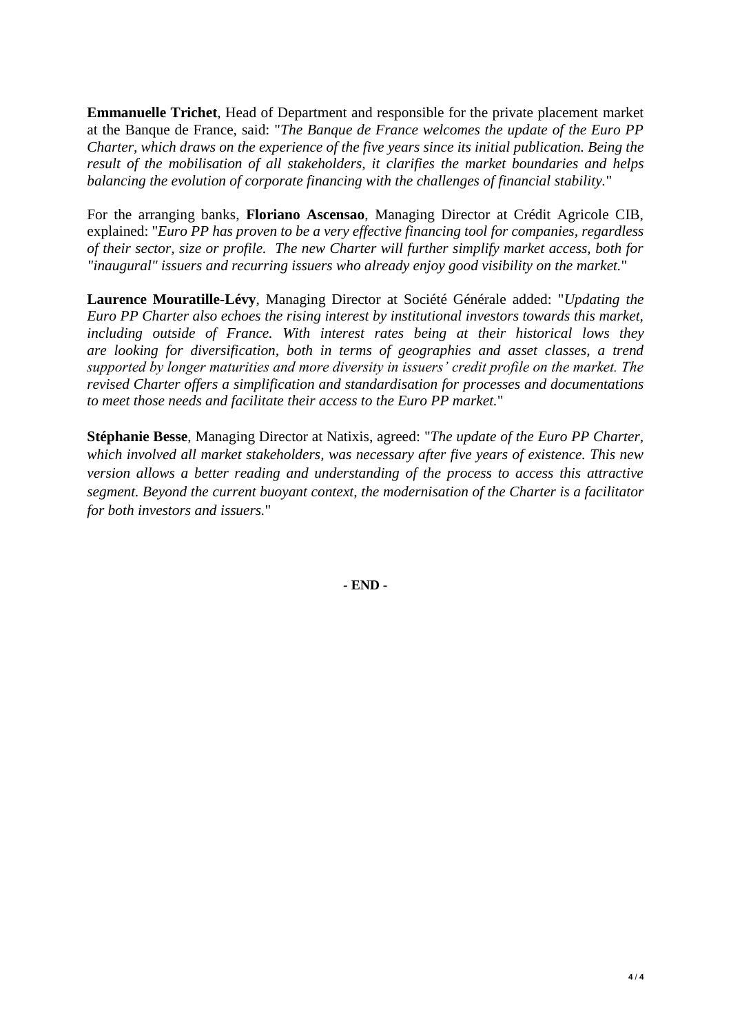**Emmanuelle Trichet**, Head of Department and responsible for the private placement market at the Banque de France, said: "*The Banque de France welcomes the update of the Euro PP Charter, which draws on the experience of the five years since its initial publication. Being the result of the mobilisation of all stakeholders, it clarifies the market boundaries and helps balancing the evolution of corporate financing with the challenges of financial stability.*"

For the arranging banks, **Floriano Ascensao**, Managing Director at Crédit Agricole CIB, explained: "*Euro PP has proven to be a very effective financing tool for companies, regardless of their sector, size or profile. The new Charter will further simplify market access, both for "inaugural" issuers and recurring issuers who already enjoy good visibility on the market.*"

**Laurence Mouratille-Lévy**, Managing Director at Société Générale added: "*Updating the Euro PP Charter also echoes the rising interest by institutional investors towards this market, including outside of France. With interest rates being at their historical lows they are looking for diversification, both in terms of geographies and asset classes, a trend supported by longer maturities and more diversity in issuers' credit profile on the market. The revised Charter offers a simplification and standardisation for processes and documentations to meet those needs and facilitate their access to the Euro PP market.*"

**Stéphanie Besse**, Managing Director at Natixis, agreed: "*The update of the Euro PP Charter, which involved all market stakeholders, was necessary after five years of existence. This new version allows a better reading and understanding of the process to access this attractive segment. Beyond the current buoyant context, the modernisation of the Charter is a facilitator for both investors and issuers.*"

**- END -**